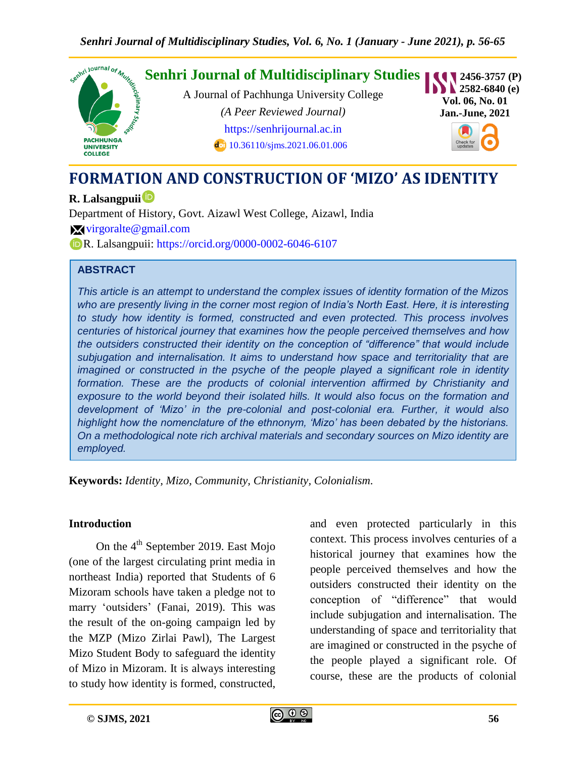Senhri Journal of Multidisciplinary Studies

A Journal of Pachhunga University College

*(A Peer Reviewed Journal)*

https://senhrijournal.ac.in

10.36110/sjms.2021.06.01.006

2456-3757 (P)
2582-6840 (e)
Vol. 06, No. 01
Jan.-June, 2021

# FORMATION AND CONSTRUCTION OF 'MIZO' AS IDENTITY

**R. Lalsangpuii**

Department of History, Govt. Aizawl West College, Aizawl, India

virgoralte@gmail.com

R. Lalsangpuii: https://orcid.org/0000-0002-6046-6107

## ABSTRACT

*This article is an attempt to understand the complex issues of identity formation of the Mizos who are presently living in the corner most region of India's North East. Here, it is interesting to study how identity is formed, constructed and even protected. This process involves centuries of historical journey that examines how the people perceived themselves and how the outsiders constructed their identity on the conception of "difference" that would include subjugation and internalisation. It aims to understand how space and territoriality that are imagined or constructed in the psyche of the people played a significant role in identity formation. These are the products of colonial intervention affirmed by Christianity and exposure to the world beyond their isolated hills. It would also focus on the formation and development of 'Mizo' in the pre-colonial and post-colonial era. Further, it would also highlight how the nomenclature of the ethnonym, 'Mizo' has been debated by the historians. On a methodological note rich archival materials and secondary sources on Mizo identity are employed.*

**Keywords:** *Identity, Mizo, Community, Christianity, Colonialism.*

### Introduction

On the 4th September 2019. East Mojo (one of the largest circulating print media in northeast India) reported that Students of 6 Mizoram schools have taken a pledge not to marry 'outsiders' (Fanai, 2019). This was the result of the on-going campaign led by the MZP (Mizo Zirlai Pawl), The Largest Mizo Student Body to safeguard the identity of Mizo in Mizoram. It is always interesting to study how identity is formed, constructed, and even protected particularly in this context. This process involves centuries of a historical journey that examines how the people perceived themselves and how the outsiders constructed their identity on the conception of "difference" that would include subjugation and internalisation. The understanding of space and territoriality that are imagined or constructed in the psyche of the people played a significant role. Of course, these are the products of colonial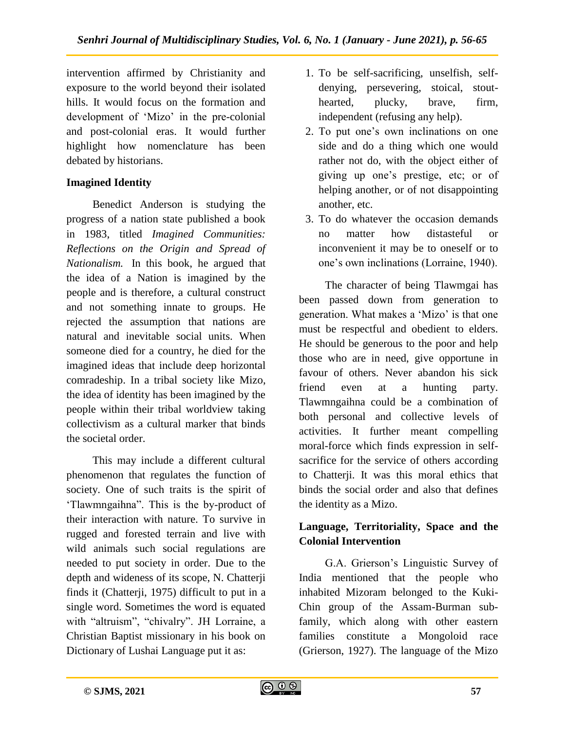intervention affirmed by Christianity and exposure to the world beyond their isolated hills. It would focus on the formation and development of 'Mizo' in the pre-colonial and post-colonial eras. It would further highlight how nomenclature has been debated by historians.

## Imagined Identity

Benedict Anderson is studying the progress of a nation state published a book in 1983, titled *Imagined Communities: Reflections on the Origin and Spread of Nationalism.* In this book, he argued that the idea of a Nation is imagined by the people and is therefore, a cultural construct and not something innate to groups. He rejected the assumption that nations are natural and inevitable social units. When someone died for a country, he died for the imagined ideas that include deep horizontal comradeship. In a tribal society like Mizo, the idea of identity has been imagined by the people within their tribal worldview taking collectivism as a cultural marker that binds the societal order.

This may include a different cultural phenomenon that regulates the function of society. One of such traits is the spirit of 'Tlawmngaihna". This is the by-product of their interaction with nature. To survive in rugged and forested terrain and live with wild animals such social regulations are needed to put society in order. Due to the depth and wideness of its scope, N. Chatterji finds it (Chatterji, 1975) difficult to put in a single word. Sometimes the word is equated with "altruism", "chivalry". JH Lorraine, a Christian Baptist missionary in his book on Dictionary of Lushai Language put it as:

1. To be self-sacrificing, unselfish, self-denying, persevering, stoical, stout-hearted, plucky, brave, firm, independent (refusing any help).
2. To put one's own inclinations on one side and do a thing which one would rather not do, with the object either of giving up one's prestige, etc; or of helping another, or of not disappointing another, etc.
3. To do whatever the occasion demands no matter how distasteful or inconvenient it may be to oneself or to one's own inclinations (Lorraine, 1940).

The character of being Tlawmgai has been passed down from generation to generation. What makes a 'Mizo' is that one must be respectful and obedient to elders. He should be generous to the poor and help those who are in need, give opportune in favour of others. Never abandon his sick friend even at a hunting party. Tlawmngaihna could be a combination of both personal and collective levels of activities. It further meant compelling moral-force which finds expression in self-sacrifice for the service of others according to Chatterji. It was this moral ethics that binds the social order and also that defines the identity as a Mizo.

## Language, Territoriality, Space and the Colonial Intervention

G.A. Grierson's Linguistic Survey of India mentioned that the people who inhabited Mizoram belonged to the Kuki-Chin group of the Assam-Burman sub-family, which along with other eastern families constitute a Mongoloid race (Grierson, 1927). The language of the Mizo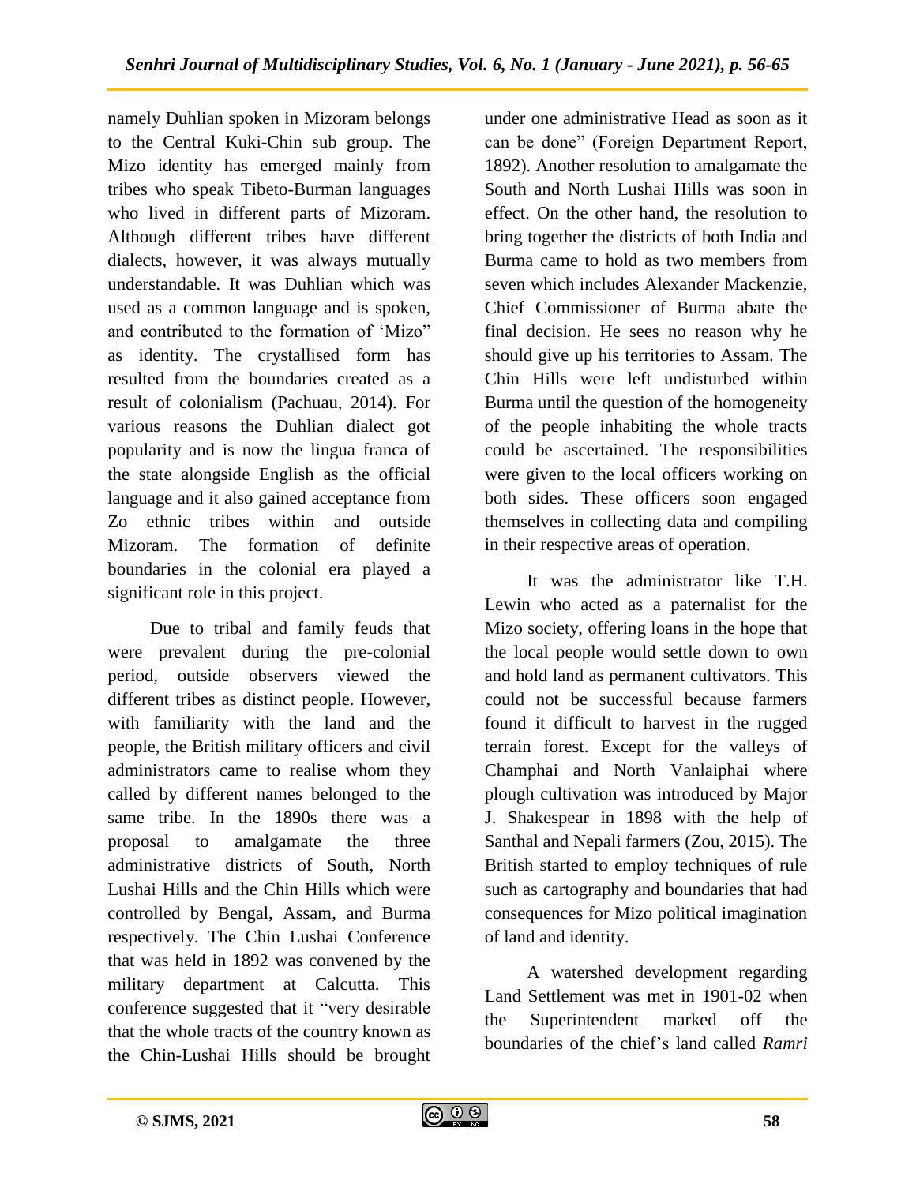namely Duhlian spoken in Mizoram belongs to the Central Kuki-Chin sub group. The Mizo identity has emerged mainly from tribes who speak Tibeto-Burman languages who lived in different parts of Mizoram. Although different tribes have different dialects, however, it was always mutually understandable. It was Duhlian which was used as a common language and is spoken, and contributed to the formation of 'Mizo" as identity. The crystallised form has resulted from the boundaries created as a result of colonialism (Pachuau, 2014). For various reasons the Duhlian dialect got popularity and is now the lingua franca of the state alongside English as the official language and it also gained acceptance from Zo ethnic tribes within and outside Mizoram. The formation of definite boundaries in the colonial era played a significant role in this project.

Due to tribal and family feuds that were prevalent during the pre-colonial period, outside observers viewed the different tribes as distinct people. However, with familiarity with the land and the people, the British military officers and civil administrators came to realise whom they called by different names belonged to the same tribe. In the 1890s there was a proposal to amalgamate the three administrative districts of South, North Lushai Hills and the Chin Hills which were controlled by Bengal, Assam, and Burma respectively. The Chin Lushai Conference that was held in 1892 was convened by the military department at Calcutta. This conference suggested that it "very desirable that the whole tracts of the country known as the Chin-Lushai Hills should be brought under one administrative Head as soon as it can be done" (Foreign Department Report, 1892). Another resolution to amalgamate the South and North Lushai Hills was soon in effect. On the other hand, the resolution to bring together the districts of both India and Burma came to hold as two members from seven which includes Alexander Mackenzie, Chief Commissioner of Burma abate the final decision. He sees no reason why he should give up his territories to Assam. The Chin Hills were left undisturbed within Burma until the question of the homogeneity of the people inhabiting the whole tracts could be ascertained. The responsibilities were given to the local officers working on both sides. These officers soon engaged themselves in collecting data and compiling in their respective areas of operation.

It was the administrator like T.H. Lewin who acted as a paternalist for the Mizo society, offering loans in the hope that the local people would settle down to own and hold land as permanent cultivators. This could not be successful because farmers found it difficult to harvest in the rugged terrain forest. Except for the valleys of Champhai and North Vanlaiphai where plough cultivation was introduced by Major J. Shakespear in 1898 with the help of Santhal and Nepali farmers (Zou, 2015). The British started to employ techniques of rule such as cartography and boundaries that had consequences for Mizo political imagination of land and identity.

A watershed development regarding Land Settlement was met in 1901-02 when the Superintendent marked off the boundaries of the chief's land called *Ramri*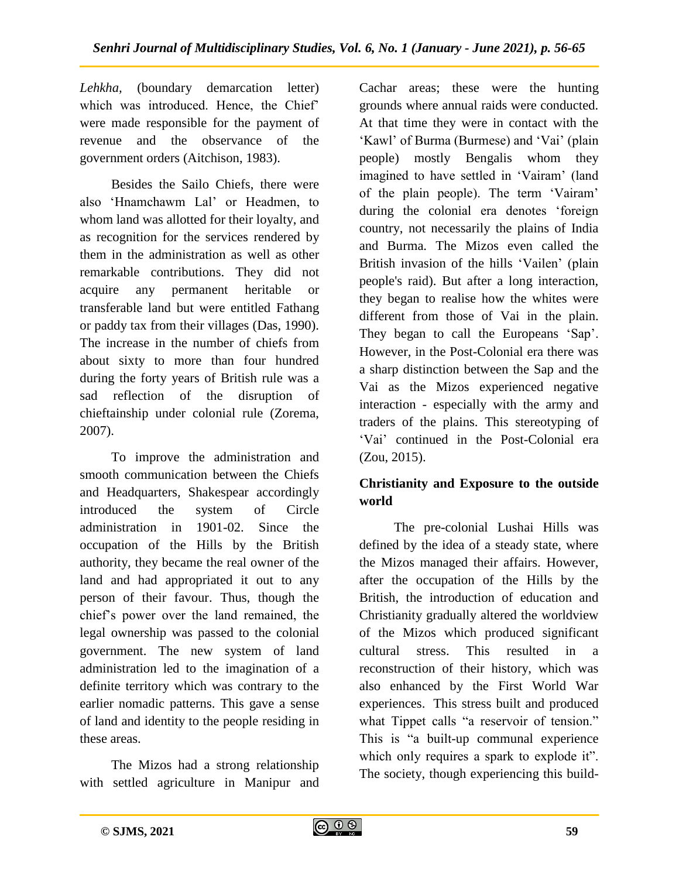*Lehkha,* (boundary demarcation letter) which was introduced. Hence, the Chief' were made responsible for the payment of revenue and the observance of the government orders (Aitchison, 1983).

Besides the Sailo Chiefs, there were also 'Hnamchawm Lal' or Headmen, to whom land was allotted for their loyalty, and as recognition for the services rendered by them in the administration as well as other remarkable contributions. They did not acquire any permanent heritable or transferable land but were entitled Fathang or paddy tax from their villages (Das, 1990). The increase in the number of chiefs from about sixty to more than four hundred during the forty years of British rule was a sad reflection of the disruption of chieftainship under colonial rule (Zorema, 2007).

To improve the administration and smooth communication between the Chiefs and Headquarters, Shakespear accordingly introduced the system of Circle administration in 1901-02. Since the occupation of the Hills by the British authority, they became the real owner of the land and had appropriated it out to any person of their favour. Thus, though the chief's power over the land remained, the legal ownership was passed to the colonial government. The new system of land administration led to the imagination of a definite territory which was contrary to the earlier nomadic patterns. This gave a sense of land and identity to the people residing in these areas.

The Mizos had a strong relationship with settled agriculture in Manipur and Cachar areas; these were the hunting grounds where annual raids were conducted. At that time they were in contact with the 'Kawl' of Burma (Burmese) and 'Vai' (plain people) mostly Bengalis whom they imagined to have settled in 'Vairam' (land of the plain people). The term 'Vairam' during the colonial era denotes 'foreign country, not necessarily the plains of India and Burma. The Mizos even called the British invasion of the hills 'Vailen' (plain people's raid). But after a long interaction, they began to realise how the whites were different from those of Vai in the plain. They began to call the Europeans 'Sap'. However, in the Post-Colonial era there was a sharp distinction between the Sap and the Vai as the Mizos experienced negative interaction - especially with the army and traders of the plains. This stereotyping of 'Vai' continued in the Post-Colonial era (Zou, 2015).

## Christianity and Exposure to the outside world

The pre-colonial Lushai Hills was defined by the idea of a steady state, where the Mizos managed their affairs. However, after the occupation of the Hills by the British, the introduction of education and Christianity gradually altered the worldview of the Mizos which produced significant cultural stress. This resulted in a reconstruction of their history, which was also enhanced by the First World War experiences. This stress built and produced what Tippet calls "a reservoir of tension." This is "a built-up communal experience which only requires a spark to explode it". The society, though experiencing this build-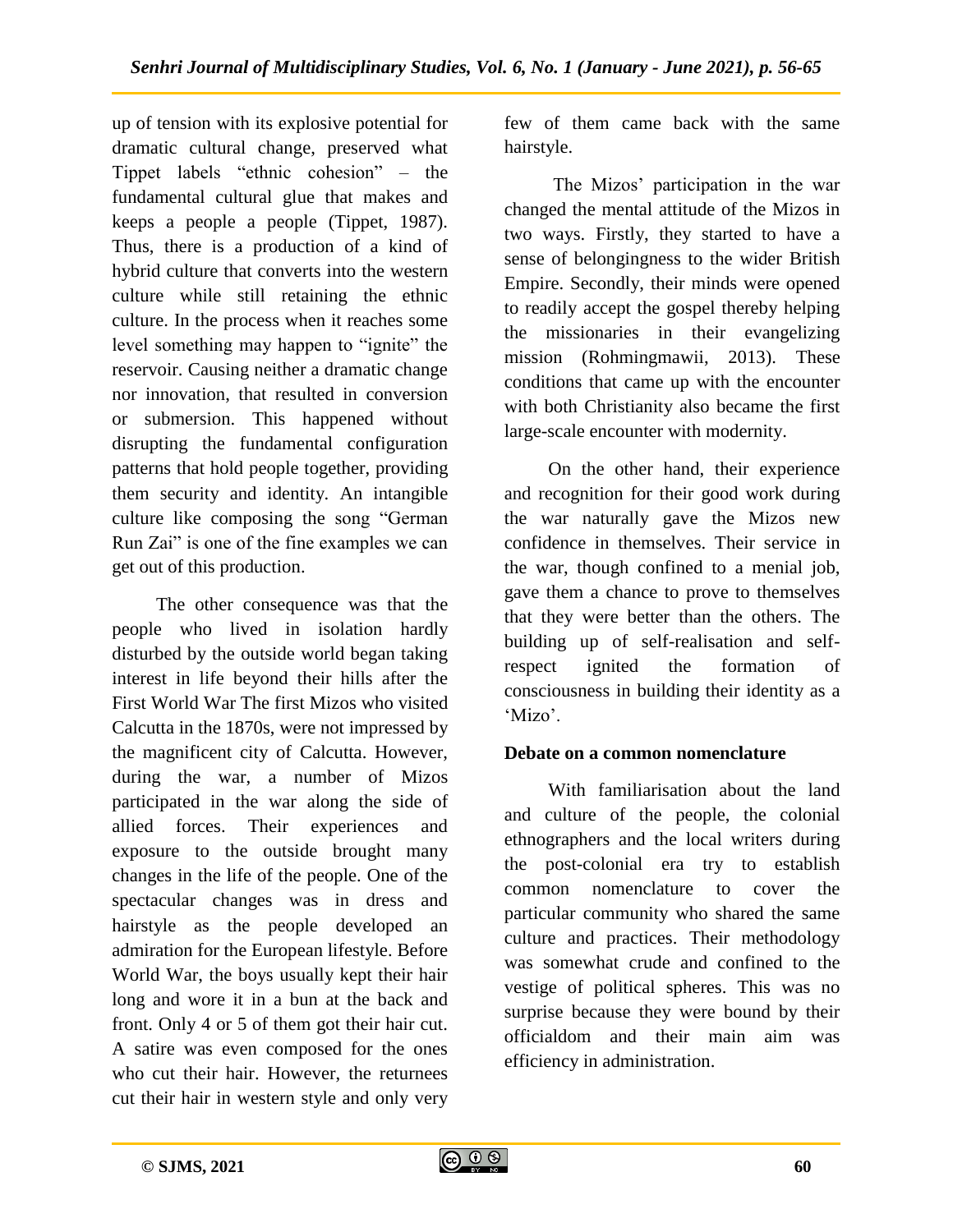up of tension with its explosive potential for dramatic cultural change, preserved what Tippet labels "ethnic cohesion" – the fundamental cultural glue that makes and keeps a people a people (Tippet, 1987). Thus, there is a production of a kind of hybrid culture that converts into the western culture while still retaining the ethnic culture. In the process when it reaches some level something may happen to "ignite" the reservoir. Causing neither a dramatic change nor innovation, that resulted in conversion or submersion. This happened without disrupting the fundamental configuration patterns that hold people together, providing them security and identity. An intangible culture like composing the song "German Run Zai" is one of the fine examples we can get out of this production.

The other consequence was that the people who lived in isolation hardly disturbed by the outside world began taking interest in life beyond their hills after the First World War The first Mizos who visited Calcutta in the 1870s, were not impressed by the magnificent city of Calcutta. However, during the war, a number of Mizos participated in the war along the side of allied forces. Their experiences and exposure to the outside brought many changes in the life of the people. One of the spectacular changes was in dress and hairstyle as the people developed an admiration for the European lifestyle. Before World War, the boys usually kept their hair long and wore it in a bun at the back and front. Only 4 or 5 of them got their hair cut. A satire was even composed for the ones who cut their hair. However, the returnees cut their hair in western style and only very few of them came back with the same hairstyle.

The Mizos' participation in the war changed the mental attitude of the Mizos in two ways. Firstly, they started to have a sense of belongingness to the wider British Empire. Secondly, their minds were opened to readily accept the gospel thereby helping the missionaries in their evangelizing mission (Rohmingmawii, 2013). These conditions that came up with the encounter with both Christianity also became the first large-scale encounter with modernity.

On the other hand, their experience and recognition for their good work during the war naturally gave the Mizos new confidence in themselves. Their service in the war, though confined to a menial job, gave them a chance to prove to themselves that they were better than the others. The building up of self-realisation and self-respect ignited the formation of consciousness in building their identity as a 'Mizo'.

**Debate on a common nomenclature**

With familiarisation about the land and culture of the people, the colonial ethnographers and the local writers during the post-colonial era try to establish common nomenclature to cover the particular community who shared the same culture and practices. Their methodology was somewhat crude and confined to the vestige of political spheres. This was no surprise because they were bound by their officialdom and their main aim was efficiency in administration.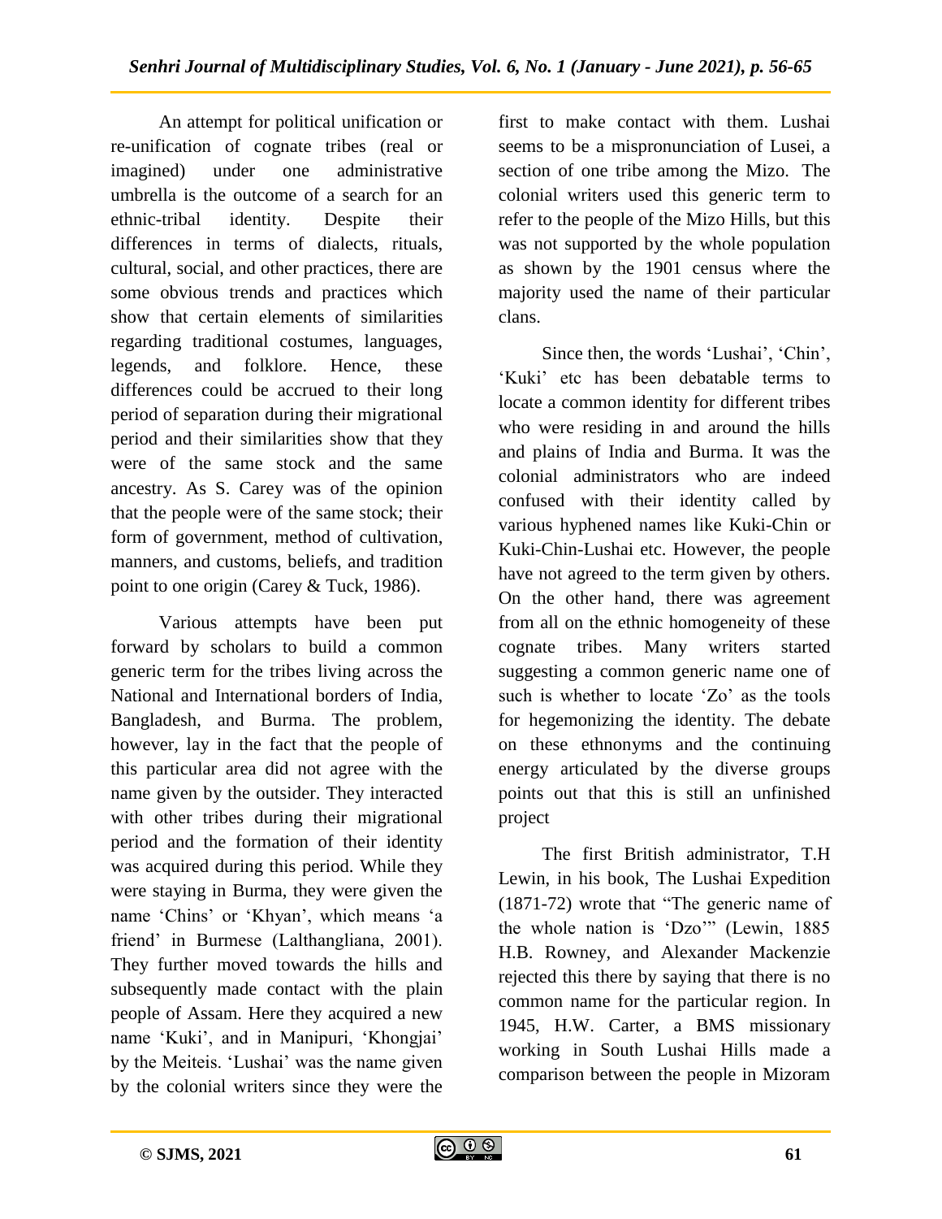An attempt for political unification or re-unification of cognate tribes (real or imagined) under one administrative umbrella is the outcome of a search for an ethnic-tribal identity. Despite their differences in terms of dialects, rituals, cultural, social, and other practices, there are some obvious trends and practices which show that certain elements of similarities regarding traditional costumes, languages, legends, and folklore. Hence, these differences could be accrued to their long period of separation during their migrational period and their similarities show that they were of the same stock and the same ancestry. As S. Carey was of the opinion that the people were of the same stock; their form of government, method of cultivation, manners, and customs, beliefs, and tradition point to one origin (Carey & Tuck, 1986).

Various attempts have been put forward by scholars to build a common generic term for the tribes living across the National and International borders of India, Bangladesh, and Burma. The problem, however, lay in the fact that the people of this particular area did not agree with the name given by the outsider. They interacted with other tribes during their migrational period and the formation of their identity was acquired during this period. While they were staying in Burma, they were given the name 'Chins' or 'Khyan', which means 'a friend' in Burmese (Lalthangliana, 2001). They further moved towards the hills and subsequently made contact with the plain people of Assam. Here they acquired a new name 'Kuki', and in Manipuri, 'Khongjai' by the Meiteis. 'Lushai' was the name given by the colonial writers since they were the first to make contact with them. Lushai seems to be a mispronunciation of Lusei, a section of one tribe among the Mizo. The colonial writers used this generic term to refer to the people of the Mizo Hills, but this was not supported by the whole population as shown by the 1901 census where the majority used the name of their particular clans.

Since then, the words 'Lushai', 'Chin', 'Kuki' etc has been debatable terms to locate a common identity for different tribes who were residing in and around the hills and plains of India and Burma. It was the colonial administrators who are indeed confused with their identity called by various hyphened names like Kuki-Chin or Kuki-Chin-Lushai etc. However, the people have not agreed to the term given by others. On the other hand, there was agreement from all on the ethnic homogeneity of these cognate tribes. Many writers started suggesting a common generic name one of such is whether to locate 'Zo' as the tools for hegemonizing the identity. The debate on these ethnonyms and the continuing energy articulated by the diverse groups points out that this is still an unfinished project

The first British administrator, T.H Lewin, in his book, The Lushai Expedition (1871-72) wrote that "The generic name of the whole nation is 'Dzo'" (Lewin, 1885 H.B. Rowney, and Alexander Mackenzie rejected this there by saying that there is no common name for the particular region. In 1945, H.W. Carter, a BMS missionary working in South Lushai Hills made a comparison between the people in Mizoram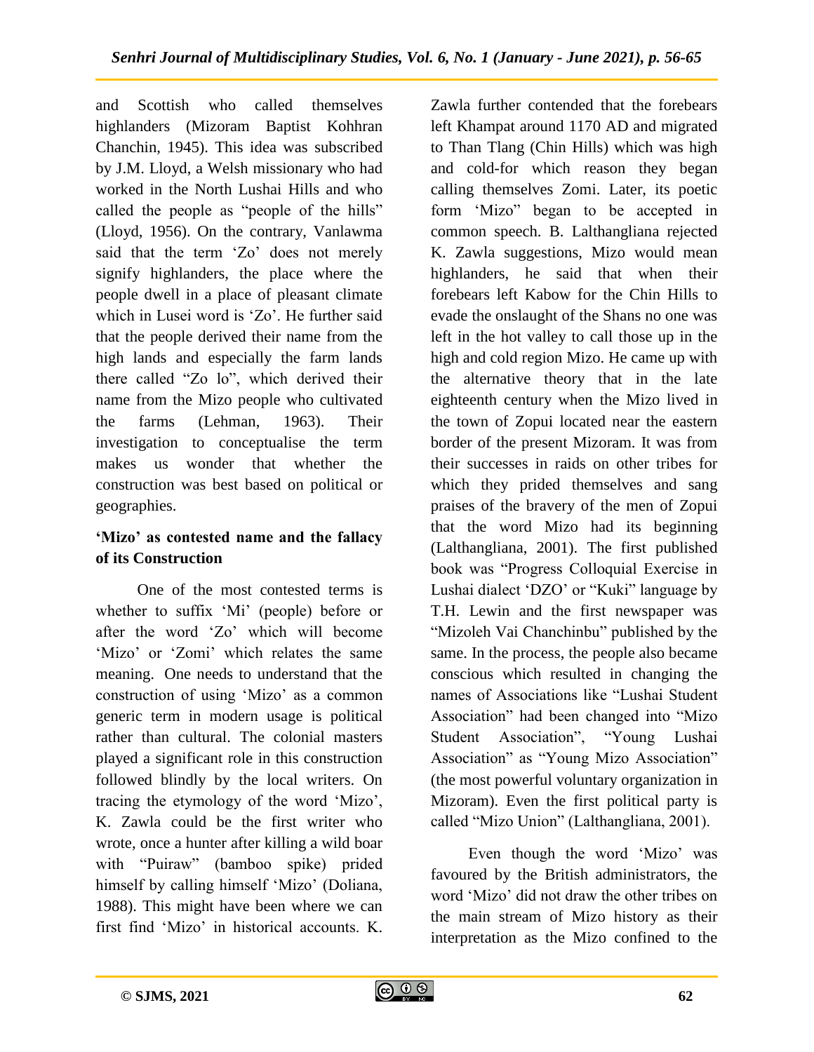and Scottish who called themselves highlanders (Mizoram Baptist Kohhran Chanchin, 1945). This idea was subscribed by J.M. Lloyd, a Welsh missionary who had worked in the North Lushai Hills and who called the people as "people of the hills" (Lloyd, 1956). On the contrary, Vanlawma said that the term 'Zo' does not merely signify highlanders, the place where the people dwell in a place of pleasant climate which in Lusei word is 'Zo'. He further said that the people derived their name from the high lands and especially the farm lands there called "Zo lo", which derived their name from the Mizo people who cultivated the farms (Lehman, 1963). Their investigation to conceptualise the term makes us wonder that whether the construction was best based on political or geographies.

### 'Mizo' as contested name and the fallacy of its Construction

One of the most contested terms is whether to suffix 'Mi' (people) before or after the word 'Zo' which will become 'Mizo' or 'Zomi' which relates the same meaning. One needs to understand that the construction of using 'Mizo' as a common generic term in modern usage is political rather than cultural. The colonial masters played a significant role in this construction followed blindly by the local writers. On tracing the etymology of the word 'Mizo', K. Zawla could be the first writer who wrote, once a hunter after killing a wild boar with "Puiraw" (bamboo spike) prided himself by calling himself 'Mizo' (Doliana, 1988). This might have been where we can first find 'Mizo' in historical accounts. K. Zawla further contended that the forebears left Khampat around 1170 AD and migrated to Than Tlang (Chin Hills) which was high and cold-for which reason they began calling themselves Zomi. Later, its poetic form 'Mizo" began to be accepted in common speech. B. Lalthangliana rejected K. Zawla suggestions, Mizo would mean highlanders, he said that when their forebears left Kabow for the Chin Hills to evade the onslaught of the Shans no one was left in the hot valley to call those up in the high and cold region Mizo. He came up with the alternative theory that in the late eighteenth century when the Mizo lived in the town of Zopui located near the eastern border of the present Mizoram. It was from their successes in raids on other tribes for which they prided themselves and sang praises of the bravery of the men of Zopui that the word Mizo had its beginning (Lalthangliana, 2001). The first published book was "Progress Colloquial Exercise in Lushai dialect 'DZO' or "Kuki" language by T.H. Lewin and the first newspaper was "Mizoleh Vai Chanchinbu" published by the same. In the process, the people also became conscious which resulted in changing the names of Associations like "Lushai Student Association" had been changed into "Mizo Student Association", "Young Lushai Association" as "Young Mizo Association" (the most powerful voluntary organization in Mizoram). Even the first political party is called "Mizo Union" (Lalthangliana, 2001).

Even though the word 'Mizo' was favoured by the British administrators, the word 'Mizo' did not draw the other tribes on the main stream of Mizo history as their interpretation as the Mizo confined to the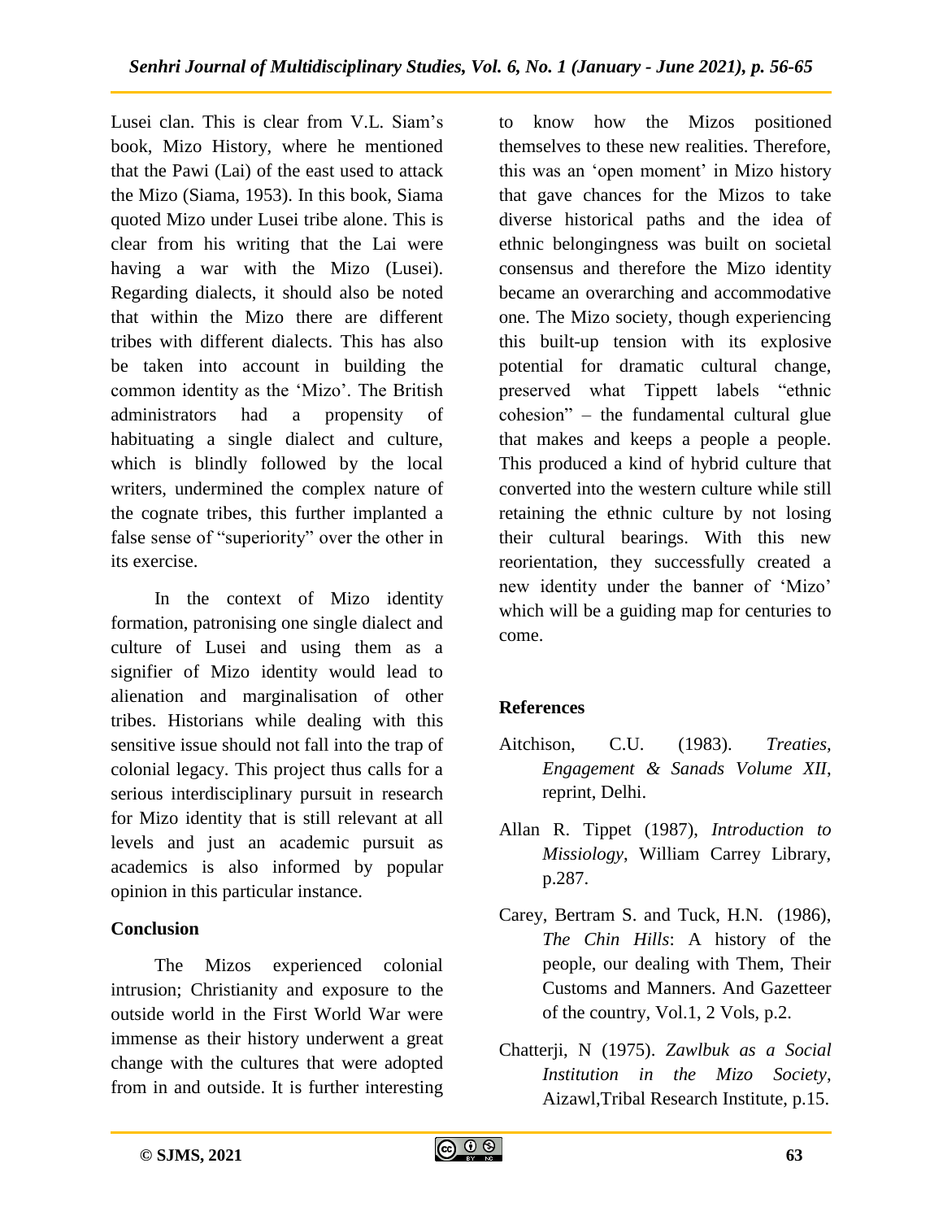Lusei clan. This is clear from V.L. Siam's book, Mizo History, where he mentioned that the Pawi (Lai) of the east used to attack the Mizo (Siama, 1953). In this book, Siama quoted Mizo under Lusei tribe alone. This is clear from his writing that the Lai were having a war with the Mizo (Lusei). Regarding dialects, it should also be noted that within the Mizo there are different tribes with different dialects. This has also be taken into account in building the common identity as the 'Mizo'. The British administrators had a propensity of habituating a single dialect and culture, which is blindly followed by the local writers, undermined the complex nature of the cognate tribes, this further implanted a false sense of "superiority" over the other in its exercise.

In the context of Mizo identity formation, patronising one single dialect and culture of Lusei and using them as a signifier of Mizo identity would lead to alienation and marginalisation of other tribes. Historians while dealing with this sensitive issue should not fall into the trap of colonial legacy. This project thus calls for a serious interdisciplinary pursuit in research for Mizo identity that is still relevant at all levels and just an academic pursuit as academics is also informed by popular opinion in this particular instance.

**Conclusion**

The Mizos experienced colonial intrusion; Christianity and exposure to the outside world in the First World War were immense as their history underwent a great change with the cultures that were adopted from in and outside. It is further interesting to know how the Mizos positioned themselves to these new realities. Therefore, this was an 'open moment' in Mizo history that gave chances for the Mizos to take diverse historical paths and the idea of ethnic belongingness was built on societal consensus and therefore the Mizo identity became an overarching and accommodative one. The Mizo society, though experiencing this built-up tension with its explosive potential for dramatic cultural change, preserved what Tippett labels "ethnic cohesion" – the fundamental cultural glue that makes and keeps a people a people. This produced a kind of hybrid culture that converted into the western culture while still retaining the ethnic culture by not losing their cultural bearings. With this new reorientation, they successfully created a new identity under the banner of 'Mizo' which will be a guiding map for centuries to come.

**References**

Aitchison, C.U. (1983). *Treaties, Engagement & Sanads Volume XII*, reprint, Delhi.

Allan R. Tippet (1987), *Introduction to Missiology*, William Carrey Library, p.287.

Carey, Bertram S. and Tuck, H.N. (1986), *The Chin Hills*: A history of the people, our dealing with Them, Their Customs and Manners. And Gazetteer of the country, Vol.1, 2 Vols, p.2.

Chatterji, N (1975). *Zawlbuk as a Social Institution in the Mizo Society*, Aizawl,Tribal Research Institute, p.15.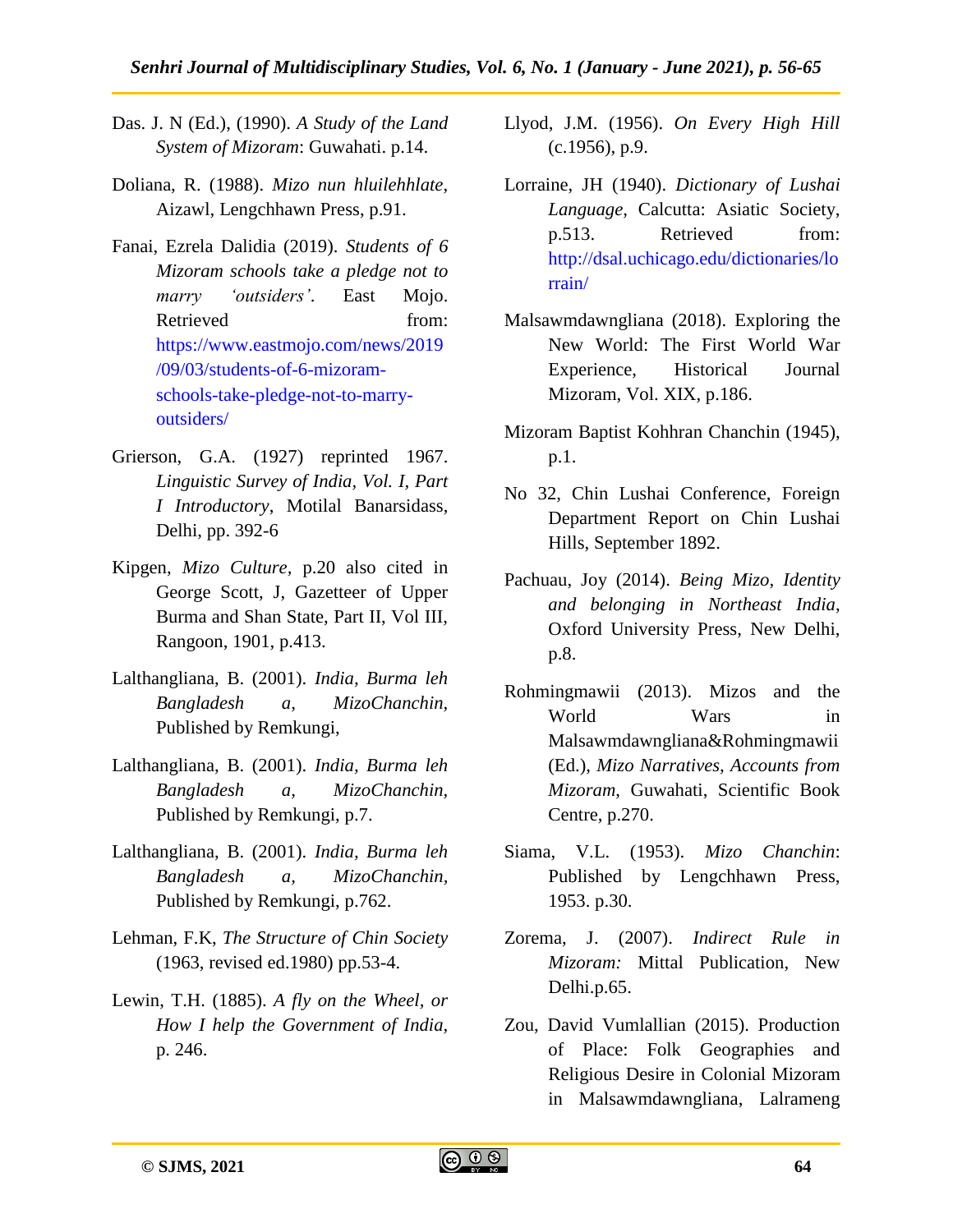Das. J. N (Ed.), (1990). *A Study of the Land System of Mizoram*: Guwahati. p.14.

Doliana, R. (1988). *Mizo nun hluilehhlate*, Aizawl, Lengchhawn Press, p.91.

Fanai, Ezrela Dalidia (2019). *Students of 6 Mizoram schools take a pledge not to marry 'outsiders'*. East Mojo. Retrieved from: https://www.eastmojo.com/news/2019/09/03/students-of-6-mizoram-schools-take-pledge-not-to-marry-outsiders/

Grierson, G.A. (1927) reprinted 1967. *Linguistic Survey of India, Vol. I, Part I Introductory*, Motilal Banarsidass, Delhi, pp. 392-6

Kipgen, *Mizo Culture*, p.20 also cited in George Scott, J, Gazetteer of Upper Burma and Shan State, Part II, Vol III, Rangoon, 1901, p.413.

Lalthangliana, B. (2001). *India, Burma leh Bangladesh a, MizoChanchin*, Published by Remkungi,

Lalthangliana, B. (2001). *India, Burma leh Bangladesh a, MizoChanchin*, Published by Remkungi, p.7.

Lalthangliana, B. (2001). *India, Burma leh Bangladesh a, MizoChanchin*, Published by Remkungi, p.762.

Lehman, F.K, *The Structure of Chin Society* (1963, revised ed.1980) pp.53-4.

Lewin, T.H. (1885). *A fly on the Wheel, or How I help the Government of India*, p. 246.

Llyod, J.M. (1956). *On Every High Hill* (c.1956), p.9.

Lorraine, JH (1940). *Dictionary of Lushai Language*, Calcutta: Asiatic Society, p.513. Retrieved from: http://dsal.uchicago.edu/dictionaries/lorrain/

Malsawmdawngliana (2018). Exploring the New World: The First World War Experience, Historical Journal Mizoram, Vol. XIX, p.186.

Mizoram Baptist Kohhran Chanchin (1945), p.1.

No 32, Chin Lushai Conference, Foreign Department Report on Chin Lushai Hills, September 1892.

Pachuau, Joy (2014). *Being Mizo, Identity and belonging in Northeast India*, Oxford University Press, New Delhi, p.8.

Rohmingmawii (2013). Mizos and the World Wars in Malsawmdawngliana&Rohmingmawii (Ed.), *Mizo Narratives, Accounts from Mizoram*, Guwahati, Scientific Book Centre, p.270.

Siama, V.L. (1953). *Mizo Chanchin*: Published by Lengchhawn Press, 1953. p.30.

Zorema, J. (2007). *Indirect Rule in Mizoram:* Mittal Publication, New Delhi.p.65.

Zou, David Vumlallian (2015). Production of Place: Folk Geographies and Religious Desire in Colonial Mizoram in Malsawmdawngliana, Lalrameng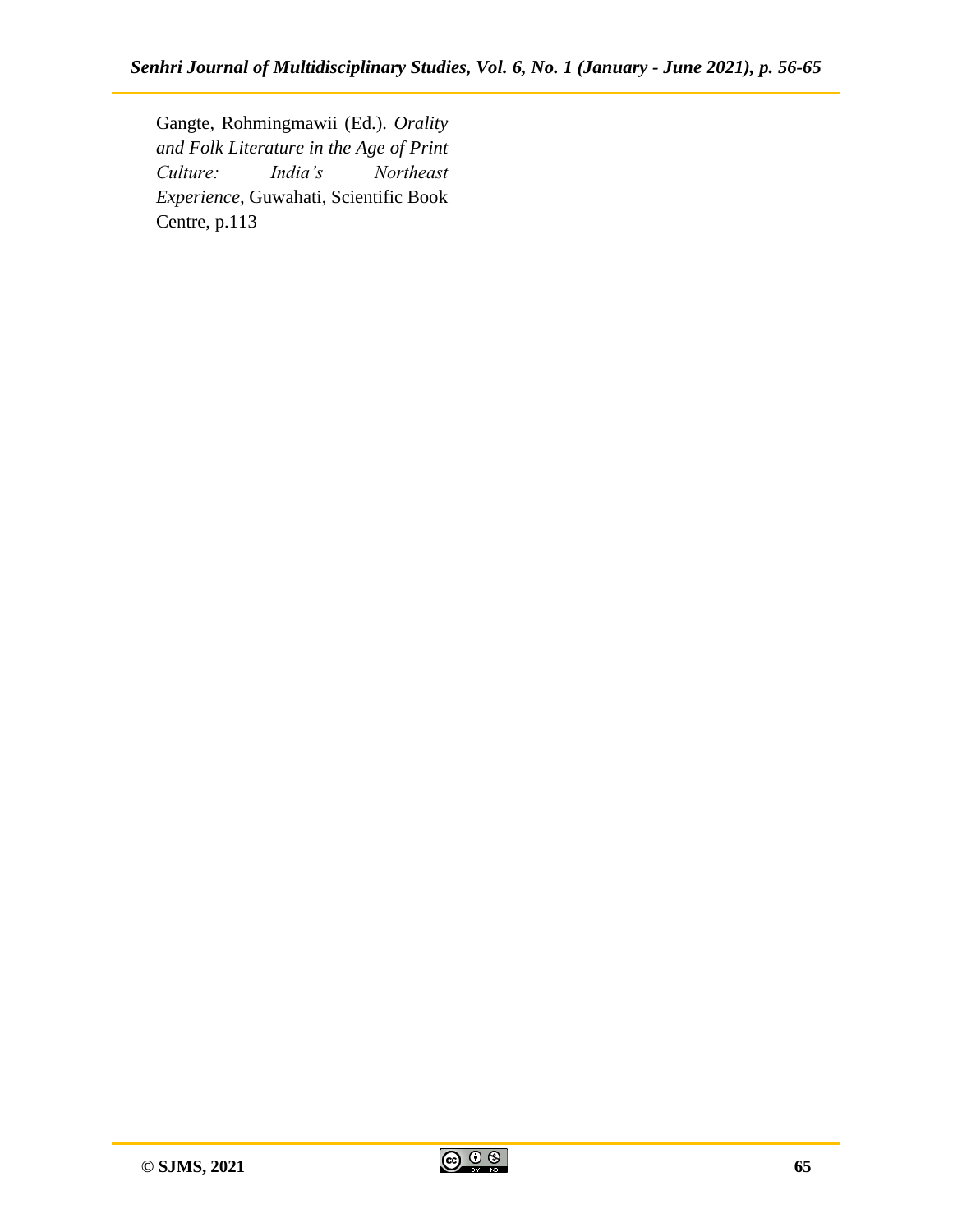Gangte, Rohmingmawii (Ed.). *Orality and Folk Literature in the Age of Print Culture: India's Northeast Experience*, Guwahati, Scientific Book Centre, p.113